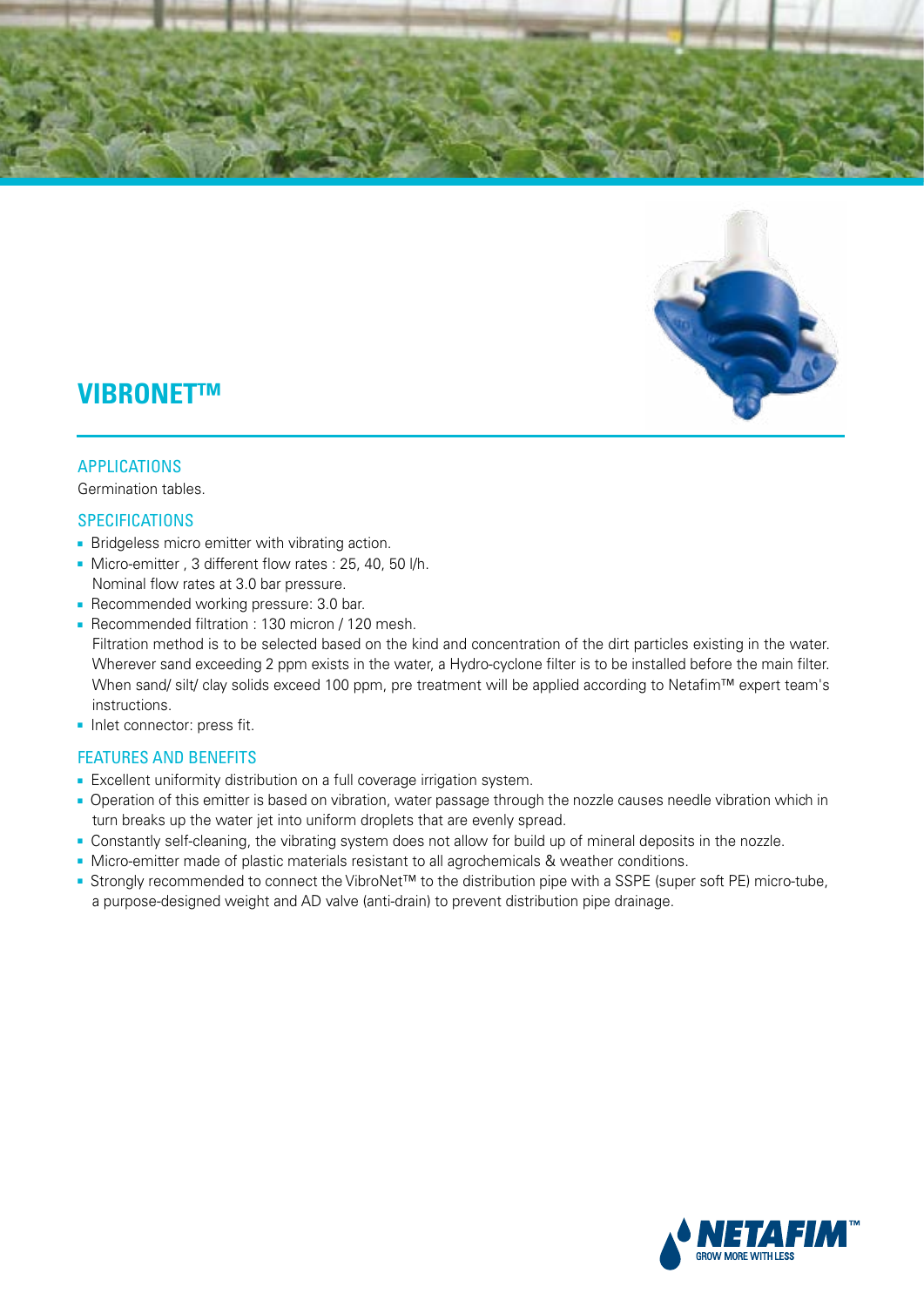# VIBRONET™

## APPLICATIONS

Germination tables.

## SPECIFICATIONS

- Bridgeless micro emitter with vibrating action.
- Micro-emitter , 3 different flow rates : 25, 40, 50 l/h.
  Nominal flow rates at 3.0 bar pressure.
- Recommended working pressure: 3.0 bar.
- Recommended filtration : 130 micron / 120 mesh.
  Filtration method is to be selected based on the kind and concentration of the dirt particles existing in the water. Wherever sand exceeding 2 ppm exists in the water, a Hydro-cyclone filter is to be installed before the main filter. When sand/ silt/ clay solids exceed 100 ppm, pre treatment will be applied according to Netafim™ expert team's instructions.
- Inlet connector: press fit.

## FEATURES AND BENEFITS

- Excellent uniformity distribution on a full coverage irrigation system.
- Operation of this emitter is based on vibration, water passage through the nozzle causes needle vibration which in turn breaks up the water jet into uniform droplets that are evenly spread.
- Constantly self-cleaning, the vibrating system does not allow for build up of mineral deposits in the nozzle.
- Micro-emitter made of plastic materials resistant to all agrochemicals & weather conditions.
- Strongly recommended to connect the VibroNet™ to the distribution pipe with a SSPE (super soft PE) micro-tube, a purpose-designed weight and AD valve (anti-drain) to prevent distribution pipe drainage.

NETAFIM™
GROW MORE WITH LESS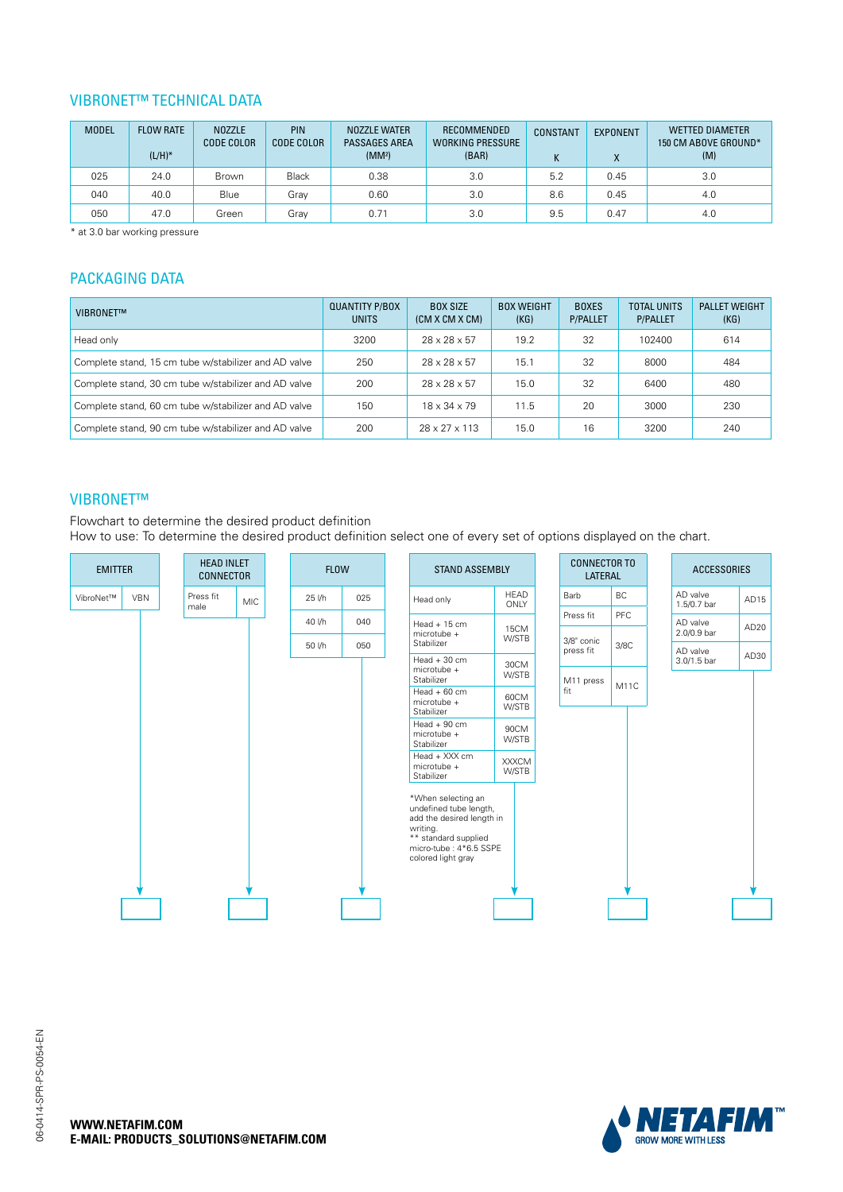## VIBRONET™ TECHNICAL DATA

| MODEL | FLOW RATE (L/H)* | NOZZLE CODE COLOR | PIN CODE COLOR | NOZZLE WATER PASSAGES AREA (MM²) | RECOMMENDED WORKING PRESSURE (BAR) | CONSTANT K | EXPONENT X | WETTED DIAMETER 150 CM ABOVE GROUND* (M) |
|---|---|---|---|---|---|---|---|---|
| 025 | 24.0 | Brown | Black | 0.38 | 3.0 | 5.2 | 0.45 | 3.0 |
| 040 | 40.0 | Blue | Gray | 0.60 | 3.0 | 8.6 | 0.45 | 4.0 |
| 050 | 47.0 | Green | Gray | 0.71 | 3.0 | 9.5 | 0.47 | 4.0 |

* at 3.0 bar working pressure

## PACKAGING DATA

| VIBRONET™ | QUANTITY P/BOX UNITS | BOX SIZE (CM X CM X CM) | BOX WEIGHT (KG) | BOXES P/PALLET | TOTAL UNITS P/PALLET | PALLET WEIGHT (KG) |
|---|---|---|---|---|---|---|
| Head only | 3200 | 28 x 28 x 57 | 19.2 | 32 | 102400 | 614 |
| Complete stand, 15 cm tube w/stabilizer and AD valve | 250 | 28 x 28 x 57 | 15.1 | 32 | 8000 | 484 |
| Complete stand, 30 cm tube w/stabilizer and AD valve | 200 | 28 x 28 x 57 | 15.0 | 32 | 6400 | 480 |
| Complete stand, 60 cm tube w/stabilizer and AD valve | 150 | 18 x 34 x 79 | 11.5 | 20 | 3000 | 230 |
| Complete stand, 90 cm tube w/stabilizer and AD valve | 200 | 28 x 27 x 113 | 15.0 | 16 | 3200 | 240 |

## VIBRONET™

Flowchart to determine the desired product definition

How to use: To determine the desired product definition select one of every set of options displayed on the chart.

**EMITTER**

| | |
|---|---|
| VibroNet™ | VBN |

**HEAD INLET CONNECTOR**

| | |
|---|---|
| Press fit male | MIC |

**FLOW**

| | |
|---|---|
| 25 l/h | 025 |
| 40 l/h | 040 |
| 50 l/h | 050 |

**STAND ASSEMBLY**

| | |
|---|---|
| Head only | HEAD ONLY |
| Head + 15 cm microtube + Stabilizer | 15CM W/STB |
| Head + 30 cm microtube + Stabilizer | 30CM W/STB |
| Head + 60 cm microtube + Stabilizer | 60CM W/STB |
| Head + 90 cm microtube + Stabilizer | 90CM W/STB |
| Head + XXX cm microtube + Stabilizer | XXXCM W/STB |

*When selecting an undefined tube length, add the desired length in writing.
** standard supplied micro-tube : 4*6.5 SSPE colored light gray

**CONNECTOR TO LATERAL**

| | |
|---|---|
| Barb | BC |
| Press fit | PFC |
| 3/8" conic press fit | 3/8C |
| M11 press fit | M11C |

**ACCESSORIES**

| | |
|---|---|
| AD valve 1.5/0.7 bar | AD15 |
| AD valve 2.0/0.9 bar | AD20 |
| AD valve 3.0/1.5 bar | AD30 |

06-0414-SPR-PS-0054-EN

**WWW.NETAFIM.COM**
**E-MAIL: PRODUCTS_SOLUTIONS@NETAFIM.COM**

NETAFIM™ GROW MORE WITH LESS